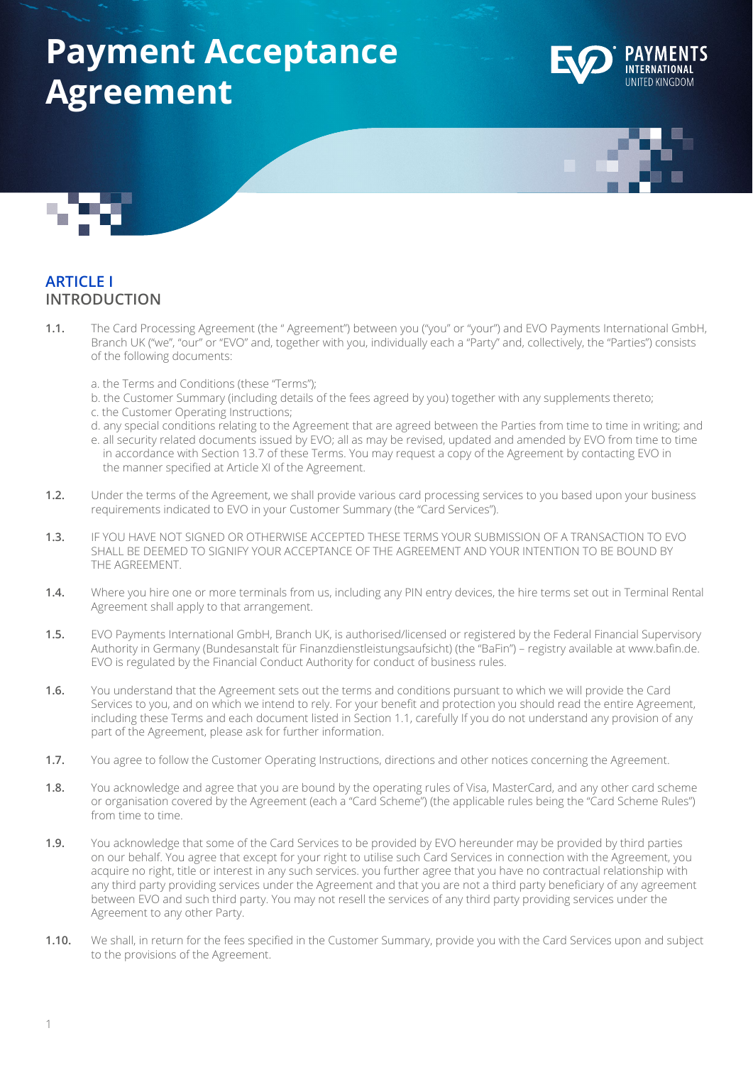# Payment Acceptance Agreement

EVO PAYMENTS INTERNATIONAL UNITED KINGDOM

## ARTICLE I
## INTRODUCTION

**1.1.** The Card Processing Agreement (the " Agreement") between you ("you" or "your") and EVO Payments International GmbH, Branch UK ("we", "our" or "EVO" and, together with you, individually each a "Party" and, collectively, the "Parties") consists of the following documents:

a. the Terms and Conditions (these "Terms");
b. the Customer Summary (including details of the fees agreed by you) together with any supplements thereto;
c. the Customer Operating Instructions;
d. any special conditions relating to the Agreement that are agreed between the Parties from time to time in writing; and
e. all security related documents issued by EVO; all as may be revised, updated and amended by EVO from time to time in accordance with Section 13.7 of these Terms. You may request a copy of the Agreement by contacting EVO in the manner specified at Article XI of the Agreement.

**1.2.** Under the terms of the Agreement, we shall provide various card processing services to you based upon your business requirements indicated to EVO in your Customer Summary (the "Card Services").

**1.3.** IF YOU HAVE NOT SIGNED OR OTHERWISE ACCEPTED THESE TERMS YOUR SUBMISSION OF A TRANSACTION TO EVO SHALL BE DEEMED TO SIGNIFY YOUR ACCEPTANCE OF THE AGREEMENT AND YOUR INTENTION TO BE BOUND BY THE AGREEMENT.

**1.4.** Where you hire one or more terminals from us, including any PIN entry devices, the hire terms set out in Terminal Rental Agreement shall apply to that arrangement.

**1.5.** EVO Payments International GmbH, Branch UK, is authorised/licensed or registered by the Federal Financial Supervisory Authority in Germany (Bundesanstalt für Finanzdienstleistungsaufsicht) (the "BaFin") – registry available at www.bafin.de. EVO is regulated by the Financial Conduct Authority for conduct of business rules.

**1.6.** You understand that the Agreement sets out the terms and conditions pursuant to which we will provide the Card Services to you, and on which we intend to rely. For your benefit and protection you should read the entire Agreement, including these Terms and each document listed in Section 1.1, carefully If you do not understand any provision of any part of the Agreement, please ask for further information.

**1.7.** You agree to follow the Customer Operating Instructions, directions and other notices concerning the Agreement.

**1.8.** You acknowledge and agree that you are bound by the operating rules of Visa, MasterCard, and any other card scheme or organisation covered by the Agreement (each a "Card Scheme") (the applicable rules being the "Card Scheme Rules") from time to time.

**1.9.** You acknowledge that some of the Card Services to be provided by EVO hereunder may be provided by third parties on our behalf. You agree that except for your right to utilise such Card Services in connection with the Agreement, you acquire no right, title or interest in any such services. you further agree that you have no contractual relationship with any third party providing services under the Agreement and that you are not a third party beneficiary of any agreement between EVO and such third party. You may not resell the services of any third party providing services under the Agreement to any other Party.

**1.10.** We shall, in return for the fees specified in the Customer Summary, provide you with the Card Services upon and subject to the provisions of the Agreement.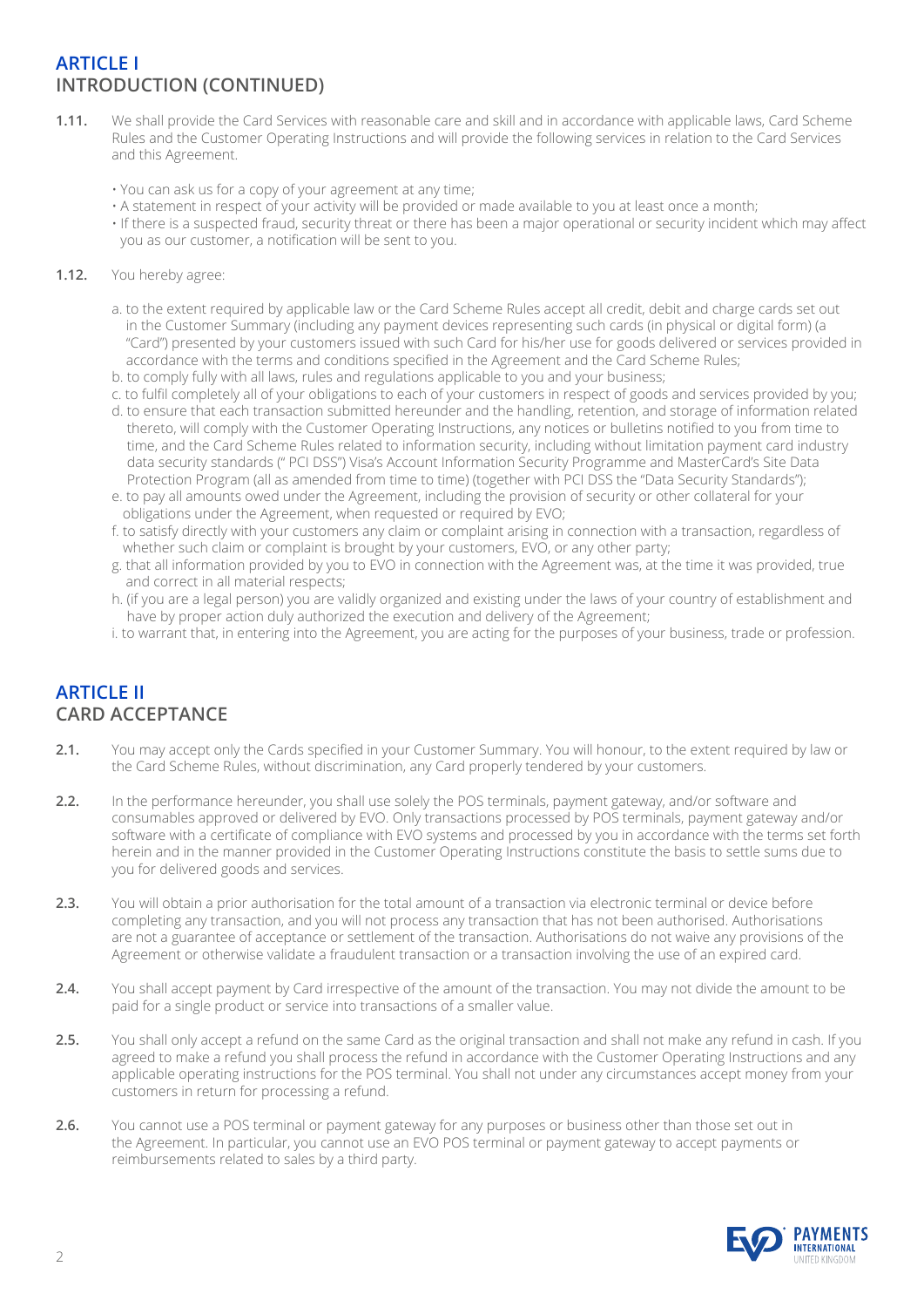## ARTICLE I
## INTRODUCTION (CONTINUED)

**1.11.** We shall provide the Card Services with reasonable care and skill and in accordance with applicable laws, Card Scheme Rules and the Customer Operating Instructions and will provide the following services in relation to the Card Services and this Agreement.

- You can ask us for a copy of your agreement at any time;
- A statement in respect of your activity will be provided or made available to you at least once a month;
- If there is a suspected fraud, security threat or there has been a major operational or security incident which may affect you as our customer, a notification will be sent to you.

**1.12.** You hereby agree:

a. to the extent required by applicable law or the Card Scheme Rules accept all credit, debit and charge cards set out in the Customer Summary (including any payment devices representing such cards (in physical or digital form) (a "Card") presented by your customers issued with such Card for his/her use for goods delivered or services provided in accordance with the terms and conditions specified in the Agreement and the Card Scheme Rules;

b. to comply fully with all laws, rules and regulations applicable to you and your business;

c. to fulfil completely all of your obligations to each of your customers in respect of goods and services provided by you;

d. to ensure that each transaction submitted hereunder and the handling, retention, and storage of information related thereto, will comply with the Customer Operating Instructions, any notices or bulletins notified to you from time to time, and the Card Scheme Rules related to information security, including without limitation payment card industry data security standards (" PCI DSS") Visa's Account Information Security Programme and MasterCard's Site Data Protection Program (all as amended from time to time) (together with PCI DSS the "Data Security Standards");

e. to pay all amounts owed under the Agreement, including the provision of security or other collateral for your obligations under the Agreement, when requested or required by EVO;

f. to satisfy directly with your customers any claim or complaint arising in connection with a transaction, regardless of whether such claim or complaint is brought by your customers, EVO, or any other party;

g. that all information provided by you to EVO in connection with the Agreement was, at the time it was provided, true and correct in all material respects;

h. (if you are a legal person) you are validly organized and existing under the laws of your country of establishment and have by proper action duly authorized the execution and delivery of the Agreement;

i. to warrant that, in entering into the Agreement, you are acting for the purposes of your business, trade or profession.

## ARTICLE II
## CARD ACCEPTANCE

**2.1.** You may accept only the Cards specified in your Customer Summary. You will honour, to the extent required by law or the Card Scheme Rules, without discrimination, any Card properly tendered by your customers.

**2.2.** In the performance hereunder, you shall use solely the POS terminals, payment gateway, and/or software and consumables approved or delivered by EVO. Only transactions processed by POS terminals, payment gateway and/or software with a certificate of compliance with EVO systems and processed by you in accordance with the terms set forth herein and in the manner provided in the Customer Operating Instructions constitute the basis to settle sums due to you for delivered goods and services.

**2.3.** You will obtain a prior authorisation for the total amount of a transaction via electronic terminal or device before completing any transaction, and you will not process any transaction that has not been authorised. Authorisations are not a guarantee of acceptance or settlement of the transaction. Authorisations do not waive any provisions of the Agreement or otherwise validate a fraudulent transaction or a transaction involving the use of an expired card.

**2.4.** You shall accept payment by Card irrespective of the amount of the transaction. You may not divide the amount to be paid for a single product or service into transactions of a smaller value.

**2.5.** You shall only accept a refund on the same Card as the original transaction and shall not make any refund in cash. If you agreed to make a refund you shall process the refund in accordance with the Customer Operating Instructions and any applicable operating instructions for the POS terminal. You shall not under any circumstances accept money from your customers in return for processing a refund.

**2.6.** You cannot use a POS terminal or payment gateway for any purposes or business other than those set out in the Agreement. In particular, you cannot use an EVO POS terminal or payment gateway to accept payments or reimbursements related to sales by a third party.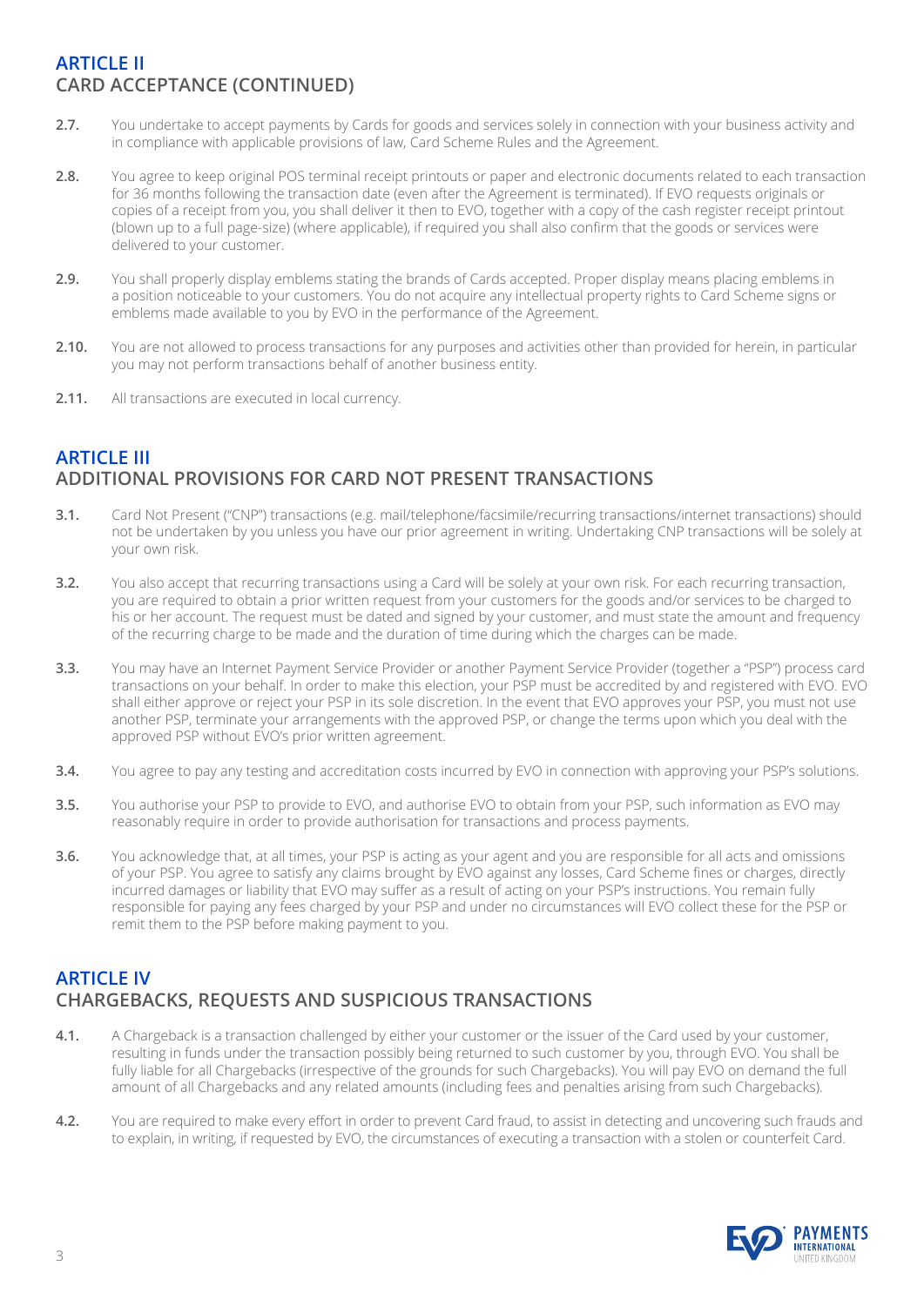## ARTICLE II
## CARD ACCEPTANCE (CONTINUED)

**2.7.** You undertake to accept payments by Cards for goods and services solely in connection with your business activity and in compliance with applicable provisions of law, Card Scheme Rules and the Agreement.

**2.8.** You agree to keep original POS terminal receipt printouts or paper and electronic documents related to each transaction for 36 months following the transaction date (even after the Agreement is terminated). If EVO requests originals or copies of a receipt from you, you shall deliver it then to EVO, together with a copy of the cash register receipt printout (blown up to a full page-size) (where applicable), if required you shall also confirm that the goods or services were delivered to your customer.

**2.9.** You shall properly display emblems stating the brands of Cards accepted. Proper display means placing emblems in a position noticeable to your customers. You do not acquire any intellectual property rights to Card Scheme signs or emblems made available to you by EVO in the performance of the Agreement.

**2.10.** You are not allowed to process transactions for any purposes and activities other than provided for herein, in particular you may not perform transactions behalf of another business entity.

**2.11.** All transactions are executed in local currency.

## ARTICLE III
## ADDITIONAL PROVISIONS FOR CARD NOT PRESENT TRANSACTIONS

**3.1.** Card Not Present ("CNP") transactions (e.g. mail/telephone/facsimile/recurring transactions/internet transactions) should not be undertaken by you unless you have our prior agreement in writing. Undertaking CNP transactions will be solely at your own risk.

**3.2.** You also accept that recurring transactions using a Card will be solely at your own risk. For each recurring transaction, you are required to obtain a prior written request from your customers for the goods and/or services to be charged to his or her account. The request must be dated and signed by your customer, and must state the amount and frequency of the recurring charge to be made and the duration of time during which the charges can be made.

**3.3.** You may have an Internet Payment Service Provider or another Payment Service Provider (together a "PSP") process card transactions on your behalf. In order to make this election, your PSP must be accredited by and registered with EVO. EVO shall either approve or reject your PSP in its sole discretion. In the event that EVO approves your PSP, you must not use another PSP, terminate your arrangements with the approved PSP, or change the terms upon which you deal with the approved PSP without EVO's prior written agreement.

**3.4.** You agree to pay any testing and accreditation costs incurred by EVO in connection with approving your PSP's solutions.

**3.5.** You authorise your PSP to provide to EVO, and authorise EVO to obtain from your PSP, such information as EVO may reasonably require in order to provide authorisation for transactions and process payments.

**3.6.** You acknowledge that, at all times, your PSP is acting as your agent and you are responsible for all acts and omissions of your PSP. You agree to satisfy any claims brought by EVO against any losses, Card Scheme fines or charges, directly incurred damages or liability that EVO may suffer as a result of acting on your PSP's instructions. You remain fully responsible for paying any fees charged by your PSP and under no circumstances will EVO collect these for the PSP or remit them to the PSP before making payment to you.

## ARTICLE IV
## CHARGEBACKS, REQUESTS AND SUSPICIOUS TRANSACTIONS

**4.1.** A Chargeback is a transaction challenged by either your customer or the issuer of the Card used by your customer, resulting in funds under the transaction possibly being returned to such customer by you, through EVO. You shall be fully liable for all Chargebacks (irrespective of the grounds for such Chargebacks). You will pay EVO on demand the full amount of all Chargebacks and any related amounts (including fees and penalties arising from such Chargebacks).

**4.2.** You are required to make every effort in order to prevent Card fraud, to assist in detecting and uncovering such frauds and to explain, in writing, if requested by EVO, the circumstances of executing a transaction with a stolen or counterfeit Card.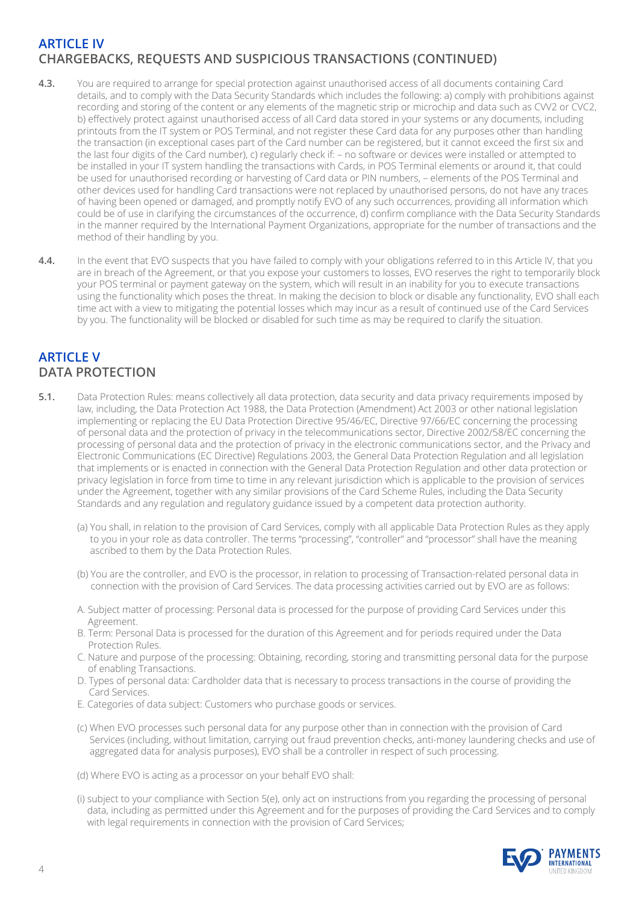## ARTICLE IV
## CHARGEBACKS, REQUESTS AND SUSPICIOUS TRANSACTIONS (CONTINUED)

**4.3.** You are required to arrange for special protection against unauthorised access of all documents containing Card details, and to comply with the Data Security Standards which includes the following: a) comply with prohibitions against recording and storing of the content or any elements of the magnetic strip or microchip and data such as CVV2 or CVC2, b) effectively protect against unauthorised access of all Card data stored in your systems or any documents, including printouts from the IT system or POS Terminal, and not register these Card data for any purposes other than handling the transaction (in exceptional cases part of the Card number can be registered, but it cannot exceed the first six and the last four digits of the Card number), c) regularly check if: – no software or devices were installed or attempted to be installed in your IT system handling the transactions with Cards, in POS Terminal elements or around it, that could be used for unauthorised recording or harvesting of Card data or PIN numbers, – elements of the POS Terminal and other devices used for handling Card transactions were not replaced by unauthorised persons, do not have any traces of having been opened or damaged, and promptly notify EVO of any such occurrences, providing all information which could be of use in clarifying the circumstances of the occurrence, d) confirm compliance with the Data Security Standards in the manner required by the International Payment Organizations, appropriate for the number of transactions and the method of their handling by you.

**4.4.** In the event that EVO suspects that you have failed to comply with your obligations referred to in this Article IV, that you are in breach of the Agreement, or that you expose your customers to losses, EVO reserves the right to temporarily block your POS terminal or payment gateway on the system, which will result in an inability for you to execute transactions using the functionality which poses the threat. In making the decision to block or disable any functionality, EVO shall each time act with a view to mitigating the potential losses which may incur as a result of continued use of the Card Services by you. The functionality will be blocked or disabled for such time as may be required to clarify the situation.

## ARTICLE V
## DATA PROTECTION

**5.1.** Data Protection Rules: means collectively all data protection, data security and data privacy requirements imposed by law, including, the Data Protection Act 1988, the Data Protection (Amendment) Act 2003 or other national legislation implementing or replacing the EU Data Protection Directive 95/46/EC, Directive 97/66/EC concerning the processing of personal data and the protection of privacy in the telecommunications sector, Directive 2002/58/EC concerning the processing of personal data and the protection of privacy in the electronic communications sector, and the Privacy and Electronic Communications (EC Directive) Regulations 2003, the General Data Protection Regulation and all legislation that implements or is enacted in connection with the General Data Protection Regulation and other data protection or privacy legislation in force from time to time in any relevant jurisdiction which is applicable to the provision of services under the Agreement, together with any similar provisions of the Card Scheme Rules, including the Data Security Standards and any regulation and regulatory guidance issued by a competent data protection authority.

(a) You shall, in relation to the provision of Card Services, comply with all applicable Data Protection Rules as they apply to you in your role as data controller. The terms "processing", "controller" and "processor" shall have the meaning ascribed to them by the Data Protection Rules.

(b) You are the controller, and EVO is the processor, in relation to processing of Transaction-related personal data in connection with the provision of Card Services. The data processing activities carried out by EVO are as follows:

A. Subject matter of processing: Personal data is processed for the purpose of providing Card Services under this Agreement.
B. Term: Personal Data is processed for the duration of this Agreement and for periods required under the Data Protection Rules.
C. Nature and purpose of the processing: Obtaining, recording, storing and transmitting personal data for the purpose of enabling Transactions.
D. Types of personal data: Cardholder data that is necessary to process transactions in the course of providing the Card Services.
E. Categories of data subject: Customers who purchase goods or services.

(c) When EVO processes such personal data for any purpose other than in connection with the provision of Card Services (including, without limitation, carrying out fraud prevention checks, anti-money laundering checks and use of aggregated data for analysis purposes), EVO shall be a controller in respect of such processing.

(d) Where EVO is acting as a processor on your behalf EVO shall:

(i) subject to your compliance with Section 5(e), only act on instructions from you regarding the processing of personal data, including as permitted under this Agreement and for the purposes of providing the Card Services and to comply with legal requirements in connection with the provision of Card Services;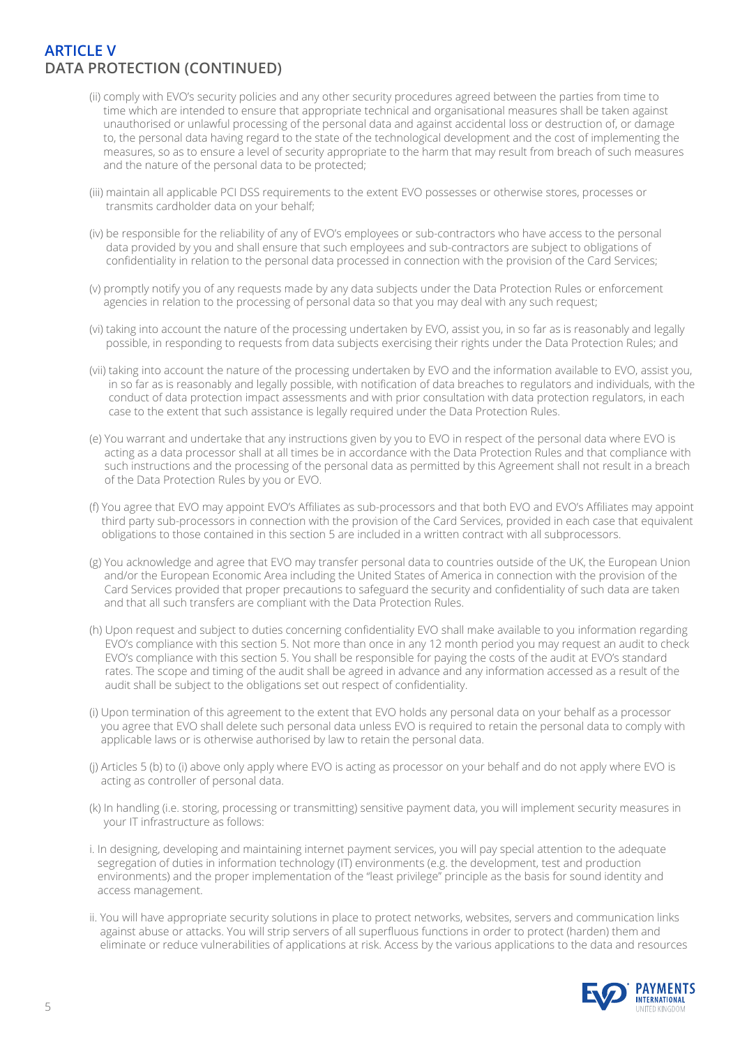## ARTICLE V
## DATA PROTECTION (CONTINUED)

(ii) comply with EVO's security policies and any other security procedures agreed between the parties from time to time which are intended to ensure that appropriate technical and organisational measures shall be taken against unauthorised or unlawful processing of the personal data and against accidental loss or destruction of, or damage to, the personal data having regard to the state of the technological development and the cost of implementing the measures, so as to ensure a level of security appropriate to the harm that may result from breach of such measures and the nature of the personal data to be protected;

(iii) maintain all applicable PCI DSS requirements to the extent EVO possesses or otherwise stores, processes or transmits cardholder data on your behalf;

(iv) be responsible for the reliability of any of EVO's employees or sub-contractors who have access to the personal data provided by you and shall ensure that such employees and sub-contractors are subject to obligations of confidentiality in relation to the personal data processed in connection with the provision of the Card Services;

(v) promptly notify you of any requests made by any data subjects under the Data Protection Rules or enforcement agencies in relation to the processing of personal data so that you may deal with any such request;

(vi) taking into account the nature of the processing undertaken by EVO, assist you, in so far as is reasonably and legally possible, in responding to requests from data subjects exercising their rights under the Data Protection Rules; and

(vii) taking into account the nature of the processing undertaken by EVO and the information available to EVO, assist you, in so far as is reasonably and legally possible, with notification of data breaches to regulators and individuals, with the conduct of data protection impact assessments and with prior consultation with data protection regulators, in each case to the extent that such assistance is legally required under the Data Protection Rules.

(e) You warrant and undertake that any instructions given by you to EVO in respect of the personal data where EVO is acting as a data processor shall at all times be in accordance with the Data Protection Rules and that compliance with such instructions and the processing of the personal data as permitted by this Agreement shall not result in a breach of the Data Protection Rules by you or EVO.

(f) You agree that EVO may appoint EVO's Affiliates as sub-processors and that both EVO and EVO's Affiliates may appoint third party sub-processors in connection with the provision of the Card Services, provided in each case that equivalent obligations to those contained in this section 5 are included in a written contract with all subprocessors.

(g) You acknowledge and agree that EVO may transfer personal data to countries outside of the UK, the European Union and/or the European Economic Area including the United States of America in connection with the provision of the Card Services provided that proper precautions to safeguard the security and confidentiality of such data are taken and that all such transfers are compliant with the Data Protection Rules.

(h) Upon request and subject to duties concerning confidentiality EVO shall make available to you information regarding EVO's compliance with this section 5. Not more than once in any 12 month period you may request an audit to check EVO's compliance with this section 5. You shall be responsible for paying the costs of the audit at EVO's standard rates. The scope and timing of the audit shall be agreed in advance and any information accessed as a result of the audit shall be subject to the obligations set out respect of confidentiality.

(i) Upon termination of this agreement to the extent that EVO holds any personal data on your behalf as a processor you agree that EVO shall delete such personal data unless EVO is required to retain the personal data to comply with applicable laws or is otherwise authorised by law to retain the personal data.

(j) Articles 5 (b) to (i) above only apply where EVO is acting as processor on your behalf and do not apply where EVO is acting as controller of personal data.

(k) In handling (i.e. storing, processing or transmitting) sensitive payment data, you will implement security measures in your IT infrastructure as follows:

i. In designing, developing and maintaining internet payment services, you will pay special attention to the adequate segregation of duties in information technology (IT) environments (e.g. the development, test and production environments) and the proper implementation of the "least privilege" principle as the basis for sound identity and access management.

ii. You will have appropriate security solutions in place to protect networks, websites, servers and communication links against abuse or attacks. You will strip servers of all superfluous functions in order to protect (harden) them and eliminate or reduce vulnerabilities of applications at risk. Access by the various applications to the data and resources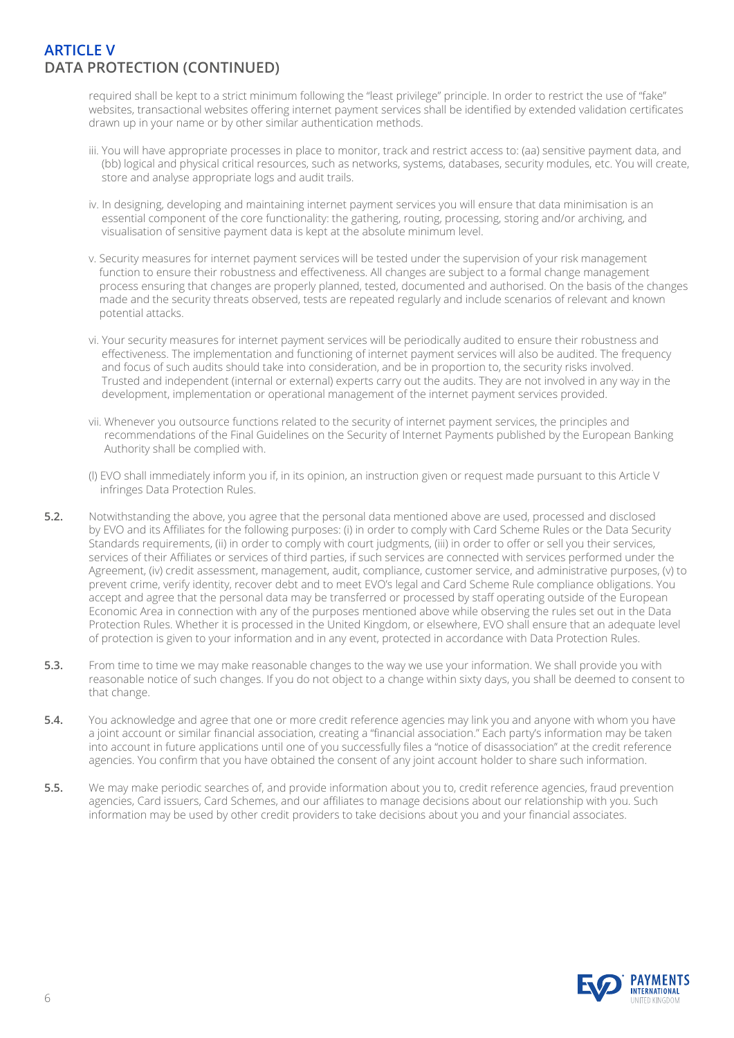## ARTICLE V
## DATA PROTECTION (CONTINUED)

required shall be kept to a strict minimum following the "least privilege" principle. In order to restrict the use of "fake" websites, transactional websites offering internet payment services shall be identified by extended validation certificates drawn up in your name or by other similar authentication methods.

iii. You will have appropriate processes in place to monitor, track and restrict access to: (aa) sensitive payment data, and (bb) logical and physical critical resources, such as networks, systems, databases, security modules, etc. You will create, store and analyse appropriate logs and audit trails.

iv. In designing, developing and maintaining internet payment services you will ensure that data minimisation is an essential component of the core functionality: the gathering, routing, processing, storing and/or archiving, and visualisation of sensitive payment data is kept at the absolute minimum level.

v. Security measures for internet payment services will be tested under the supervision of your risk management function to ensure their robustness and effectiveness. All changes are subject to a formal change management process ensuring that changes are properly planned, tested, documented and authorised. On the basis of the changes made and the security threats observed, tests are repeated regularly and include scenarios of relevant and known potential attacks.

vi. Your security measures for internet payment services will be periodically audited to ensure their robustness and effectiveness. The implementation and functioning of internet payment services will also be audited. The frequency and focus of such audits should take into consideration, and be in proportion to, the security risks involved. Trusted and independent (internal or external) experts carry out the audits. They are not involved in any way in the development, implementation or operational management of the internet payment services provided.

vii. Whenever you outsource functions related to the security of internet payment services, the principles and recommendations of the Final Guidelines on the Security of Internet Payments published by the European Banking Authority shall be complied with.

(l) EVO shall immediately inform you if, in its opinion, an instruction given or request made pursuant to this Article V infringes Data Protection Rules.

**5.2.** Notwithstanding the above, you agree that the personal data mentioned above are used, processed and disclosed by EVO and its Affiliates for the following purposes: (i) in order to comply with Card Scheme Rules or the Data Security Standards requirements, (ii) in order to comply with court judgments, (iii) in order to offer or sell you their services, services of their Affiliates or services of third parties, if such services are connected with services performed under the Agreement, (iv) credit assessment, management, audit, compliance, customer service, and administrative purposes, (v) to prevent crime, verify identity, recover debt and to meet EVO's legal and Card Scheme Rule compliance obligations. You accept and agree that the personal data may be transferred or processed by staff operating outside of the European Economic Area in connection with any of the purposes mentioned above while observing the rules set out in the Data Protection Rules. Whether it is processed in the United Kingdom, or elsewhere, EVO shall ensure that an adequate level of protection is given to your information and in any event, protected in accordance with Data Protection Rules.

**5.3.** From time to time we may make reasonable changes to the way we use your information. We shall provide you with reasonable notice of such changes. If you do not object to a change within sixty days, you shall be deemed to consent to that change.

**5.4.** You acknowledge and agree that one or more credit reference agencies may link you and anyone with whom you have a joint account or similar financial association, creating a "financial association." Each party's information may be taken into account in future applications until one of you successfully files a "notice of disassociation" at the credit reference agencies. You confirm that you have obtained the consent of any joint account holder to share such information.

**5.5.** We may make periodic searches of, and provide information about you to, credit reference agencies, fraud prevention agencies, Card issuers, Card Schemes, and our affiliates to manage decisions about our relationship with you. Such information may be used by other credit providers to take decisions about you and your financial associates.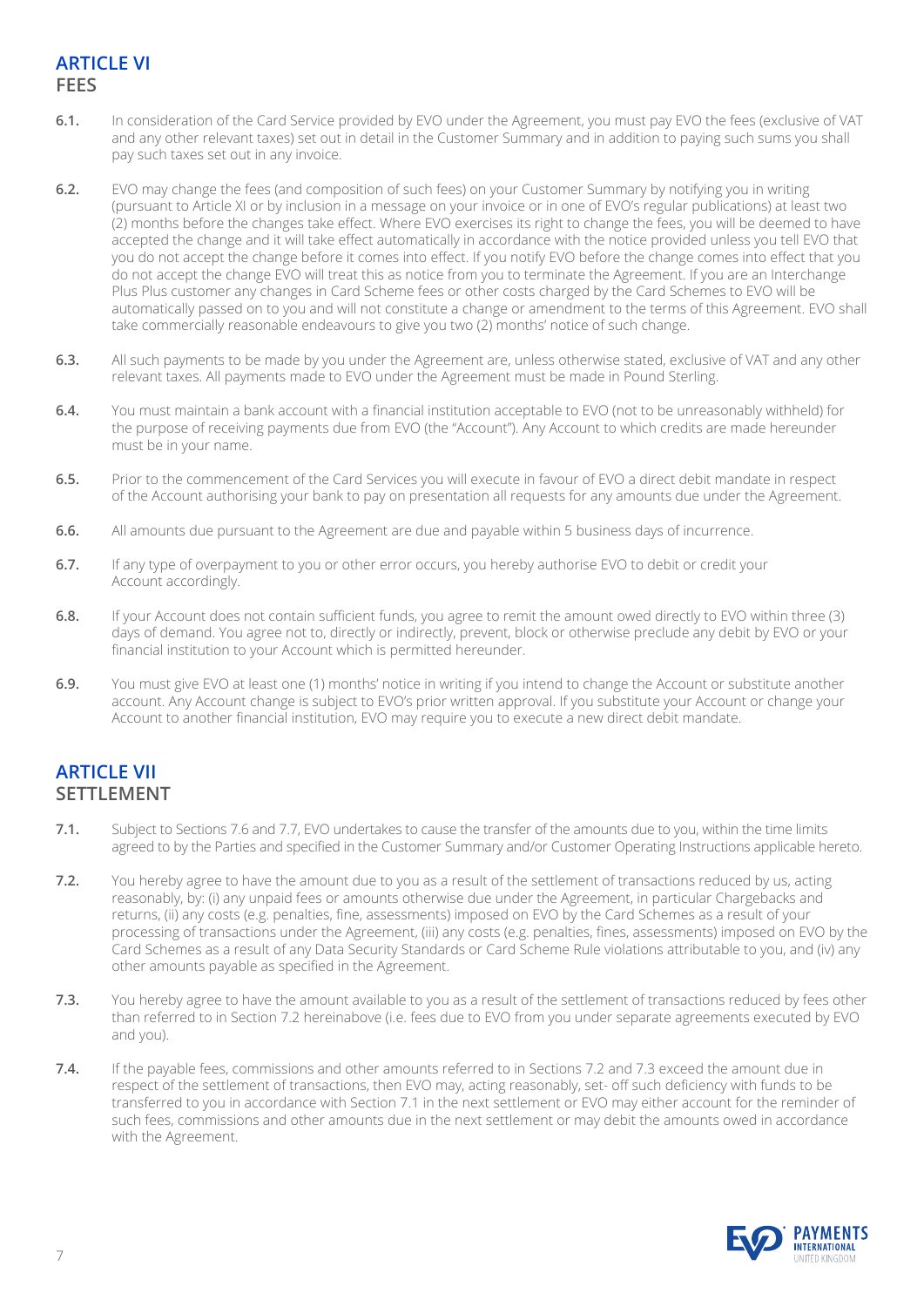## ARTICLE VI
## FEES

**6.1.** In consideration of the Card Service provided by EVO under the Agreement, you must pay EVO the fees (exclusive of VAT and any other relevant taxes) set out in detail in the Customer Summary and in addition to paying such sums you shall pay such taxes set out in any invoice.

**6.2.** EVO may change the fees (and composition of such fees) on your Customer Summary by notifying you in writing (pursuant to Article XI or by inclusion in a message on your invoice or in one of EVO's regular publications) at least two (2) months before the changes take effect. Where EVO exercises its right to change the fees, you will be deemed to have accepted the change and it will take effect automatically in accordance with the notice provided unless you tell EVO that you do not accept the change before it comes into effect. If you notify EVO before the change comes into effect that you do not accept the change EVO will treat this as notice from you to terminate the Agreement. If you are an Interchange Plus Plus customer any changes in Card Scheme fees or other costs charged by the Card Schemes to EVO will be automatically passed on to you and will not constitute a change or amendment to the terms of this Agreement. EVO shall take commercially reasonable endeavours to give you two (2) months' notice of such change.

**6.3.** All such payments to be made by you under the Agreement are, unless otherwise stated, exclusive of VAT and any other relevant taxes. All payments made to EVO under the Agreement must be made in Pound Sterling.

**6.4.** You must maintain a bank account with a financial institution acceptable to EVO (not to be unreasonably withheld) for the purpose of receiving payments due from EVO (the "Account"). Any Account to which credits are made hereunder must be in your name.

**6.5.** Prior to the commencement of the Card Services you will execute in favour of EVO a direct debit mandate in respect of the Account authorising your bank to pay on presentation all requests for any amounts due under the Agreement.

**6.6.** All amounts due pursuant to the Agreement are due and payable within 5 business days of incurrence.

**6.7.** If any type of overpayment to you or other error occurs, you hereby authorise EVO to debit or credit your Account accordingly.

**6.8.** If your Account does not contain sufficient funds, you agree to remit the amount owed directly to EVO within three (3) days of demand. You agree not to, directly or indirectly, prevent, block or otherwise preclude any debit by EVO or your financial institution to your Account which is permitted hereunder.

**6.9.** You must give EVO at least one (1) months' notice in writing if you intend to change the Account or substitute another account. Any Account change is subject to EVO's prior written approval. If you substitute your Account or change your Account to another financial institution, EVO may require you to execute a new direct debit mandate.

## ARTICLE VII
## SETTLEMENT

**7.1.** Subject to Sections 7.6 and 7.7, EVO undertakes to cause the transfer of the amounts due to you, within the time limits agreed to by the Parties and specified in the Customer Summary and/or Customer Operating Instructions applicable hereto.

**7.2.** You hereby agree to have the amount due to you as a result of the settlement of transactions reduced by us, acting reasonably, by: (i) any unpaid fees or amounts otherwise due under the Agreement, in particular Chargebacks and returns, (ii) any costs (e.g. penalties, fine, assessments) imposed on EVO by the Card Schemes as a result of your processing of transactions under the Agreement, (iii) any costs (e.g. penalties, fines, assessments) imposed on EVO by the Card Schemes as a result of any Data Security Standards or Card Scheme Rule violations attributable to you, and (iv) any other amounts payable as specified in the Agreement.

**7.3.** You hereby agree to have the amount available to you as a result of the settlement of transactions reduced by fees other than referred to in Section 7.2 hereinabove (i.e. fees due to EVO from you under separate agreements executed by EVO and you).

**7.4.** If the payable fees, commissions and other amounts referred to in Sections 7.2 and 7.3 exceed the amount due in respect of the settlement of transactions, then EVO may, acting reasonably, set- off such deficiency with funds to be transferred to you in accordance with Section 7.1 in the next settlement or EVO may either account for the reminder of such fees, commissions and other amounts due in the next settlement or may debit the amounts owed in accordance with the Agreement.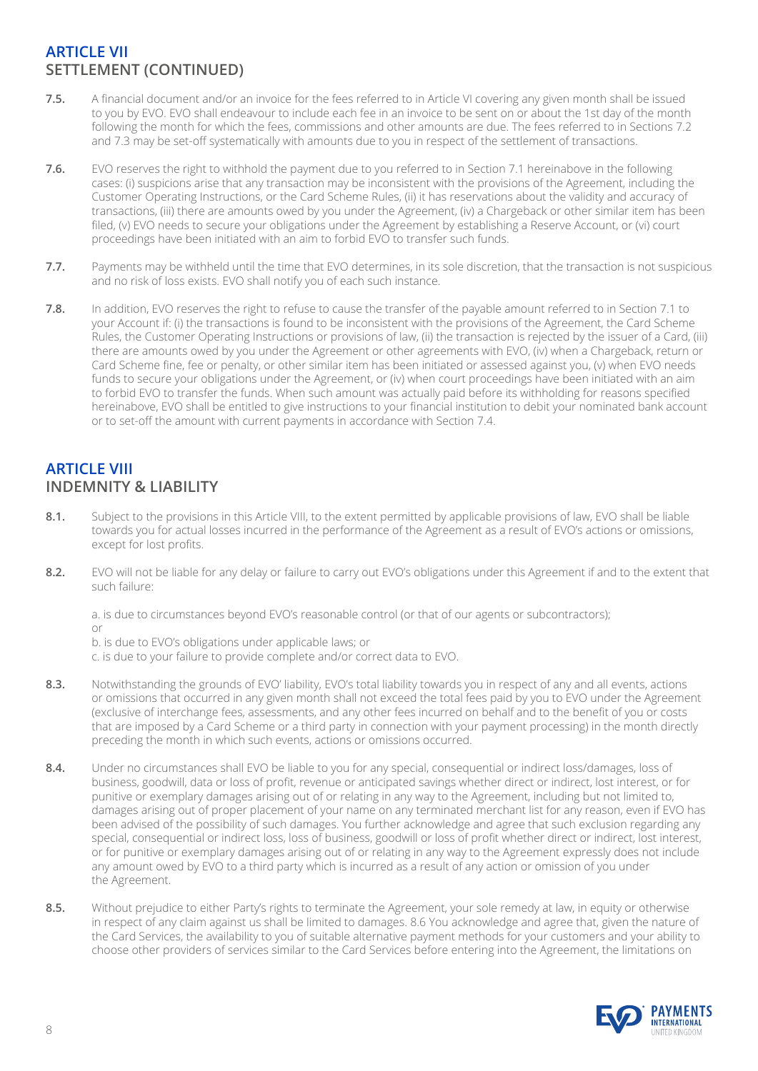## ARTICLE VII
## SETTLEMENT (CONTINUED)

**7.5.** A financial document and/or an invoice for the fees referred to in Article VI covering any given month shall be issued to you by EVO. EVO shall endeavour to include each fee in an invoice to be sent on or about the 1st day of the month following the month for which the fees, commissions and other amounts are due. The fees referred to in Sections 7.2 and 7.3 may be set-off systematically with amounts due to you in respect of the settlement of transactions.

**7.6.** EVO reserves the right to withhold the payment due to you referred to in Section 7.1 hereinabove in the following cases: (i) suspicions arise that any transaction may be inconsistent with the provisions of the Agreement, including the Customer Operating Instructions, or the Card Scheme Rules, (ii) it has reservations about the validity and accuracy of transactions, (iii) there are amounts owed by you under the Agreement, (iv) a Chargeback or other similar item has been filed, (v) EVO needs to secure your obligations under the Agreement by establishing a Reserve Account, or (vi) court proceedings have been initiated with an aim to forbid EVO to transfer such funds.

**7.7.** Payments may be withheld until the time that EVO determines, in its sole discretion, that the transaction is not suspicious and no risk of loss exists. EVO shall notify you of each such instance.

**7.8.** In addition, EVO reserves the right to refuse to cause the transfer of the payable amount referred to in Section 7.1 to your Account if: (i) the transactions is found to be inconsistent with the provisions of the Agreement, the Card Scheme Rules, the Customer Operating Instructions or provisions of law, (ii) the transaction is rejected by the issuer of a Card, (iii) there are amounts owed by you under the Agreement or other agreements with EVO, (iv) when a Chargeback, return or Card Scheme fine, fee or penalty, or other similar item has been initiated or assessed against you, (v) when EVO needs funds to secure your obligations under the Agreement, or (iv) when court proceedings have been initiated with an aim to forbid EVO to transfer the funds. When such amount was actually paid before its withholding for reasons specified hereinabove, EVO shall be entitled to give instructions to your financial institution to debit your nominated bank account or to set-off the amount with current payments in accordance with Section 7.4.

## ARTICLE VIII
## INDEMNITY & LIABILITY

**8.1.** Subject to the provisions in this Article VIII, to the extent permitted by applicable provisions of law, EVO shall be liable towards you for actual losses incurred in the performance of the Agreement as a result of EVO's actions or omissions, except for lost profits.

**8.2.** EVO will not be liable for any delay or failure to carry out EVO's obligations under this Agreement if and to the extent that such failure:

a. is due to circumstances beyond EVO's reasonable control (or that of our agents or subcontractors); or

b. is due to EVO's obligations under applicable laws; or

c. is due to your failure to provide complete and/or correct data to EVO.

**8.3.** Notwithstanding the grounds of EVO' liability, EVO's total liability towards you in respect of any and all events, actions or omissions that occurred in any given month shall not exceed the total fees paid by you to EVO under the Agreement (exclusive of interchange fees, assessments, and any other fees incurred on behalf and to the benefit of you or costs that are imposed by a Card Scheme or a third party in connection with your payment processing) in the month directly preceding the month in which such events, actions or omissions occurred.

**8.4.** Under no circumstances shall EVO be liable to you for any special, consequential or indirect loss/damages, loss of business, goodwill, data or loss of profit, revenue or anticipated savings whether direct or indirect, lost interest, or for punitive or exemplary damages arising out of or relating in any way to the Agreement, including but not limited to, damages arising out of proper placement of your name on any terminated merchant list for any reason, even if EVO has been advised of the possibility of such damages. You further acknowledge and agree that such exclusion regarding any special, consequential or indirect loss, loss of business, goodwill or loss of profit whether direct or indirect, lost interest, or for punitive or exemplary damages arising out of or relating in any way to the Agreement expressly does not include any amount owed by EVO to a third party which is incurred as a result of any action or omission of you under the Agreement.

**8.5.** Without prejudice to either Party's rights to terminate the Agreement, your sole remedy at law, in equity or otherwise in respect of any claim against us shall be limited to damages. 8.6 You acknowledge and agree that, given the nature of the Card Services, the availability to you of suitable alternative payment methods for your customers and your ability to choose other providers of services similar to the Card Services before entering into the Agreement, the limitations on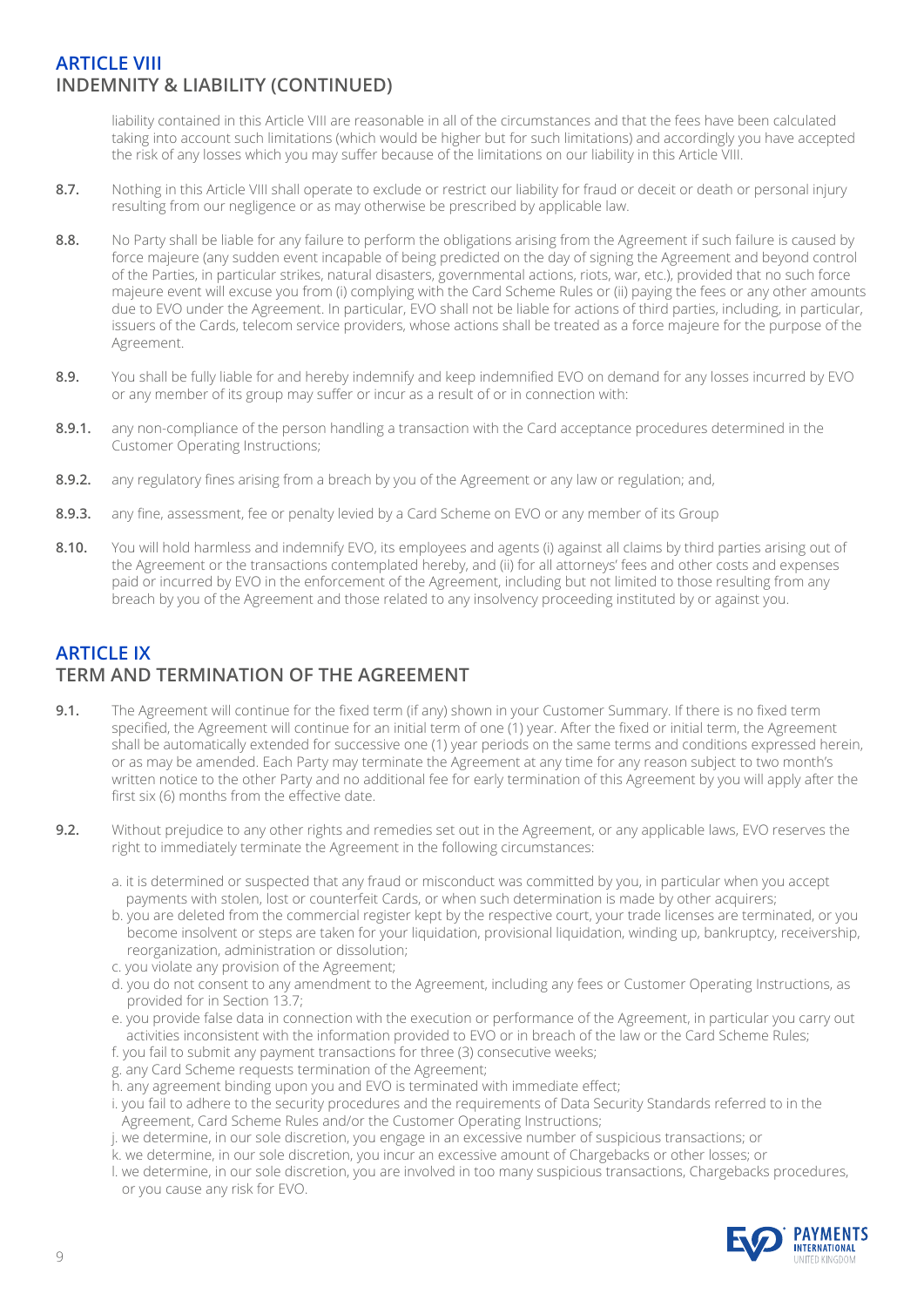## ARTICLE VIII
## INDEMNITY & LIABILITY (CONTINUED)

liability contained in this Article VIII are reasonable in all of the circumstances and that the fees have been calculated taking into account such limitations (which would be higher but for such limitations) and accordingly you have accepted the risk of any losses which you may suffer because of the limitations on our liability in this Article VIII.

**8.7.** Nothing in this Article VIII shall operate to exclude or restrict our liability for fraud or deceit or death or personal injury resulting from our negligence or as may otherwise be prescribed by applicable law.

**8.8.** No Party shall be liable for any failure to perform the obligations arising from the Agreement if such failure is caused by force majeure (any sudden event incapable of being predicted on the day of signing the Agreement and beyond control of the Parties, in particular strikes, natural disasters, governmental actions, riots, war, etc.), provided that no such force majeure event will excuse you from (i) complying with the Card Scheme Rules or (ii) paying the fees or any other amounts due to EVO under the Agreement. In particular, EVO shall not be liable for actions of third parties, including, in particular, issuers of the Cards, telecom service providers, whose actions shall be treated as a force majeure for the purpose of the Agreement.

**8.9.** You shall be fully liable for and hereby indemnify and keep indemnified EVO on demand for any losses incurred by EVO or any member of its group may suffer or incur as a result of or in connection with:

**8.9.1.** any non-compliance of the person handling a transaction with the Card acceptance procedures determined in the Customer Operating Instructions;

**8.9.2.** any regulatory fines arising from a breach by you of the Agreement or any law or regulation; and,

**8.9.3.** any fine, assessment, fee or penalty levied by a Card Scheme on EVO or any member of its Group

**8.10.** You will hold harmless and indemnify EVO, its employees and agents (i) against all claims by third parties arising out of the Agreement or the transactions contemplated hereby, and (ii) for all attorneys' fees and other costs and expenses paid or incurred by EVO in the enforcement of the Agreement, including but not limited to those resulting from any breach by you of the Agreement and those related to any insolvency proceeding instituted by or against you.

## ARTICLE IX
## TERM AND TERMINATION OF THE AGREEMENT

**9.1.** The Agreement will continue for the fixed term (if any) shown in your Customer Summary. If there is no fixed term specified, the Agreement will continue for an initial term of one (1) year. After the fixed or initial term, the Agreement shall be automatically extended for successive one (1) year periods on the same terms and conditions expressed herein, or as may be amended. Each Party may terminate the Agreement at any time for any reason subject to two month's written notice to the other Party and no additional fee for early termination of this Agreement by you will apply after the first six (6) months from the effective date.

**9.2.** Without prejudice to any other rights and remedies set out in the Agreement, or any applicable laws, EVO reserves the right to immediately terminate the Agreement in the following circumstances:

a. it is determined or suspected that any fraud or misconduct was committed by you, in particular when you accept payments with stolen, lost or counterfeit Cards, or when such determination is made by other acquirers;
b. you are deleted from the commercial register kept by the respective court, your trade licenses are terminated, or you become insolvent or steps are taken for your liquidation, provisional liquidation, winding up, bankruptcy, receivership, reorganization, administration or dissolution;
c. you violate any provision of the Agreement;
d. you do not consent to any amendment to the Agreement, including any fees or Customer Operating Instructions, as provided for in Section 13.7;
e. you provide false data in connection with the execution or performance of the Agreement, in particular you carry out activities inconsistent with the information provided to EVO or in breach of the law or the Card Scheme Rules;
f. you fail to submit any payment transactions for three (3) consecutive weeks;
g. any Card Scheme requests termination of the Agreement;
h. any agreement binding upon you and EVO is terminated with immediate effect;
i. you fail to adhere to the security procedures and the requirements of Data Security Standards referred to in the Agreement, Card Scheme Rules and/or the Customer Operating Instructions;
j. we determine, in our sole discretion, you engage in an excessive number of suspicious transactions; or
k. we determine, in our sole discretion, you incur an excessive amount of Chargebacks or other losses; or
l. we determine, in our sole discretion, you are involved in too many suspicious transactions, Chargebacks procedures, or you cause any risk for EVO.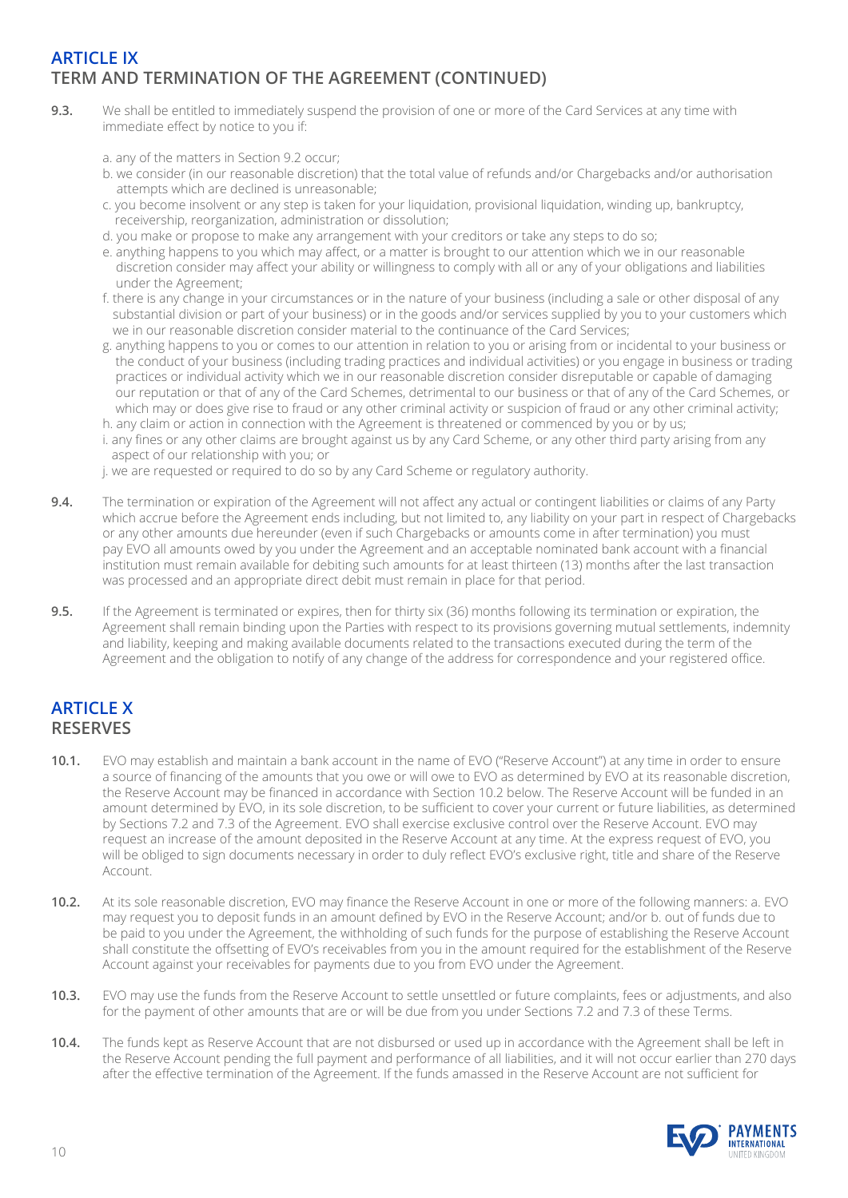## ARTICLE IX
## TERM AND TERMINATION OF THE AGREEMENT (CONTINUED)

**9.3.** We shall be entitled to immediately suspend the provision of one or more of the Card Services at any time with immediate effect by notice to you if:

a. any of the matters in Section 9.2 occur;
b. we consider (in our reasonable discretion) that the total value of refunds and/or Chargebacks and/or authorisation attempts which are declined is unreasonable;
c. you become insolvent or any step is taken for your liquidation, provisional liquidation, winding up, bankruptcy, receivership, reorganization, administration or dissolution;
d. you make or propose to make any arrangement with your creditors or take any steps to do so;
e. anything happens to you which may affect, or a matter is brought to our attention which we in our reasonable discretion consider may affect your ability or willingness to comply with all or any of your obligations and liabilities under the Agreement;
f. there is any change in your circumstances or in the nature of your business (including a sale or other disposal of any substantial division or part of your business) or in the goods and/or services supplied by you to your customers which we in our reasonable discretion consider material to the continuance of the Card Services;
g. anything happens to you or comes to our attention in relation to you or arising from or incidental to your business or the conduct of your business (including trading practices and individual activities) or you engage in business or trading practices or individual activity which we in our reasonable discretion consider disreputable or capable of damaging our reputation or that of any of the Card Schemes, detrimental to our business or that of any of the Card Schemes, or which may or does give rise to fraud or any other criminal activity or suspicion of fraud or any other criminal activity;
h. any claim or action in connection with the Agreement is threatened or commenced by you or by us;
i. any fines or any other claims are brought against us by any Card Scheme, or any other third party arising from any aspect of our relationship with you; or
j. we are requested or required to do so by any Card Scheme or regulatory authority.

**9.4.** The termination or expiration of the Agreement will not affect any actual or contingent liabilities or claims of any Party which accrue before the Agreement ends including, but not limited to, any liability on your part in respect of Chargebacks or any other amounts due hereunder (even if such Chargebacks or amounts come in after termination) you must pay EVO all amounts owed by you under the Agreement and an acceptable nominated bank account with a financial institution must remain available for debiting such amounts for at least thirteen (13) months after the last transaction was processed and an appropriate direct debit must remain in place for that period.

**9.5.** If the Agreement is terminated or expires, then for thirty six (36) months following its termination or expiration, the Agreement shall remain binding upon the Parties with respect to its provisions governing mutual settlements, indemnity and liability, keeping and making available documents related to the transactions executed during the term of the Agreement and the obligation to notify of any change of the address for correspondence and your registered office.

## ARTICLE X
## RESERVES

**10.1.** EVO may establish and maintain a bank account in the name of EVO ("Reserve Account") at any time in order to ensure a source of financing of the amounts that you owe or will owe to EVO as determined by EVO at its reasonable discretion, the Reserve Account may be financed in accordance with Section 10.2 below. The Reserve Account will be funded in an amount determined by EVO, in its sole discretion, to be sufficient to cover your current or future liabilities, as determined by Sections 7.2 and 7.3 of the Agreement. EVO shall exercise exclusive control over the Reserve Account. EVO may request an increase of the amount deposited in the Reserve Account at any time. At the express request of EVO, you will be obliged to sign documents necessary in order to duly reflect EVO's exclusive right, title and share of the Reserve Account.

**10.2.** At its sole reasonable discretion, EVO may finance the Reserve Account in one or more of the following manners: a. EVO may request you to deposit funds in an amount defined by EVO in the Reserve Account; and/or b. out of funds due to be paid to you under the Agreement, the withholding of such funds for the purpose of establishing the Reserve Account shall constitute the offsetting of EVO's receivables from you in the amount required for the establishment of the Reserve Account against your receivables for payments due to you from EVO under the Agreement.

**10.3.** EVO may use the funds from the Reserve Account to settle unsettled or future complaints, fees or adjustments, and also for the payment of other amounts that are or will be due from you under Sections 7.2 and 7.3 of these Terms.

**10.4.** The funds kept as Reserve Account that are not disbursed or used up in accordance with the Agreement shall be left in the Reserve Account pending the full payment and performance of all liabilities, and it will not occur earlier than 270 days after the effective termination of the Agreement. If the funds amassed in the Reserve Account are not sufficient for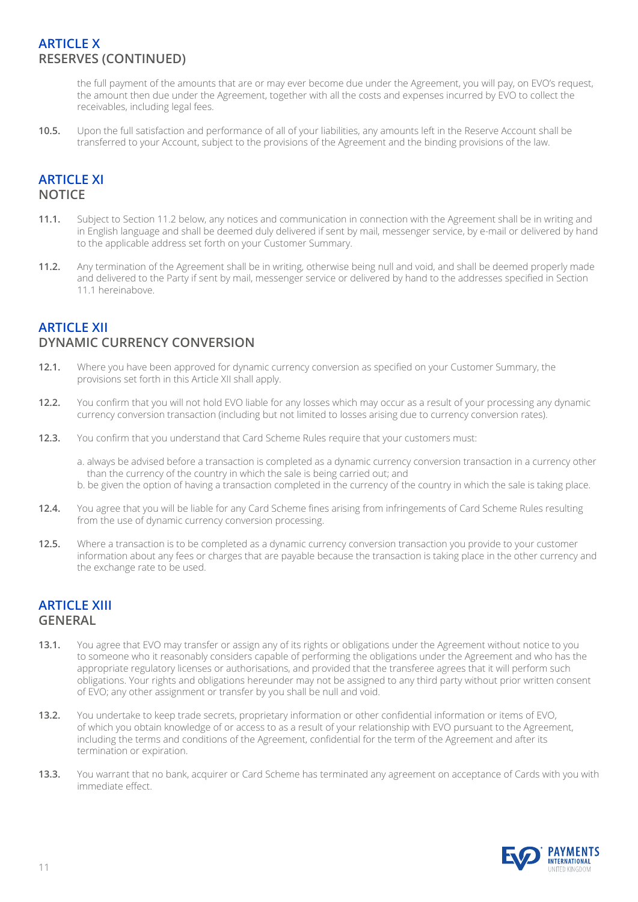## ARTICLE X
## RESERVES (CONTINUED)

the full payment of the amounts that are or may ever become due under the Agreement, you will pay, on EVO's request, the amount then due under the Agreement, together with all the costs and expenses incurred by EVO to collect the receivables, including legal fees.

**10.5.** Upon the full satisfaction and performance of all of your liabilities, any amounts left in the Reserve Account shall be transferred to your Account, subject to the provisions of the Agreement and the binding provisions of the law.

## ARTICLE XI
## NOTICE

**11.1.** Subject to Section 11.2 below, any notices and communication in connection with the Agreement shall be in writing and in English language and shall be deemed duly delivered if sent by mail, messenger service, by e-mail or delivered by hand to the applicable address set forth on your Customer Summary.

**11.2.** Any termination of the Agreement shall be in writing, otherwise being null and void, and shall be deemed properly made and delivered to the Party if sent by mail, messenger service or delivered by hand to the addresses specified in Section 11.1 hereinabove.

## ARTICLE XII
## DYNAMIC CURRENCY CONVERSION

**12.1.** Where you have been approved for dynamic currency conversion as specified on your Customer Summary, the provisions set forth in this Article XII shall apply.

**12.2.** You confirm that you will not hold EVO liable for any losses which may occur as a result of your processing any dynamic currency conversion transaction (including but not limited to losses arising due to currency conversion rates).

**12.3.** You confirm that you understand that Card Scheme Rules require that your customers must:

a. always be advised before a transaction is completed as a dynamic currency conversion transaction in a currency other than the currency of the country in which the sale is being carried out; and

b. be given the option of having a transaction completed in the currency of the country in which the sale is taking place.

**12.4.** You agree that you will be liable for any Card Scheme fines arising from infringements of Card Scheme Rules resulting from the use of dynamic currency conversion processing.

**12.5.** Where a transaction is to be completed as a dynamic currency conversion transaction you provide to your customer information about any fees or charges that are payable because the transaction is taking place in the other currency and the exchange rate to be used.

## ARTICLE XIII
## GENERAL

**13.1.** You agree that EVO may transfer or assign any of its rights or obligations under the Agreement without notice to you to someone who it reasonably considers capable of performing the obligations under the Agreement and who has the appropriate regulatory licenses or authorisations, and provided that the transferee agrees that it will perform such obligations. Your rights and obligations hereunder may not be assigned to any third party without prior written consent of EVO; any other assignment or transfer by you shall be null and void.

**13.2.** You undertake to keep trade secrets, proprietary information or other confidential information or items of EVO, of which you obtain knowledge of or access to as a result of your relationship with EVO pursuant to the Agreement, including the terms and conditions of the Agreement, confidential for the term of the Agreement and after its termination or expiration.

**13.3.** You warrant that no bank, acquirer or Card Scheme has terminated any agreement on acceptance of Cards with you with immediate effect.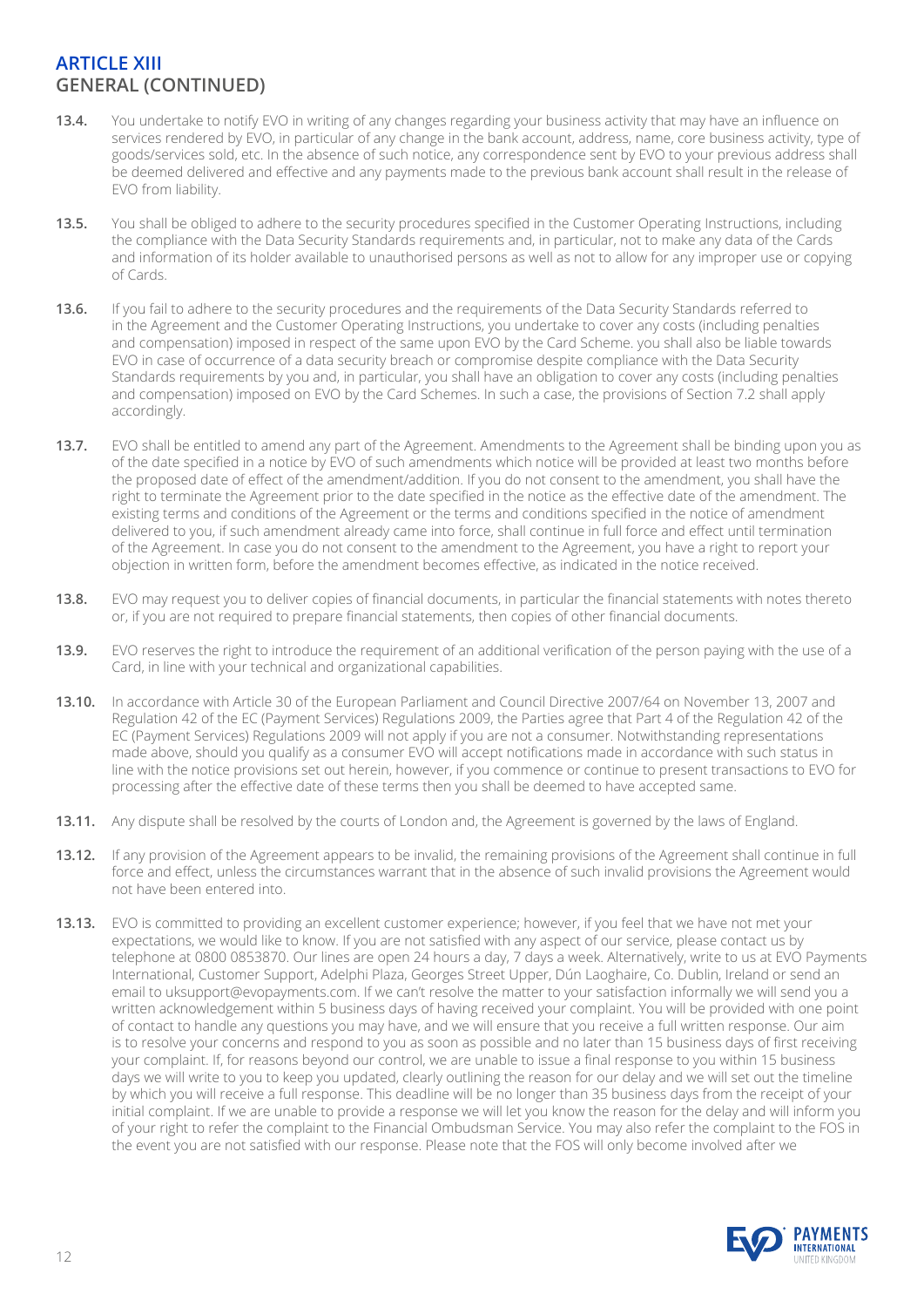## ARTICLE XIII
## GENERAL (CONTINUED)

**13.4.** You undertake to notify EVO in writing of any changes regarding your business activity that may have an influence on services rendered by EVO, in particular of any change in the bank account, address, name, core business activity, type of goods/services sold, etc. In the absence of such notice, any correspondence sent by EVO to your previous address shall be deemed delivered and effective and any payments made to the previous bank account shall result in the release of EVO from liability.

**13.5.** You shall be obliged to adhere to the security procedures specified in the Customer Operating Instructions, including the compliance with the Data Security Standards requirements and, in particular, not to make any data of the Cards and information of its holder available to unauthorised persons as well as not to allow for any improper use or copying of Cards.

**13.6.** If you fail to adhere to the security procedures and the requirements of the Data Security Standards referred to in the Agreement and the Customer Operating Instructions, you undertake to cover any costs (including penalties and compensation) imposed in respect of the same upon EVO by the Card Scheme. you shall also be liable towards EVO in case of occurrence of a data security breach or compromise despite compliance with the Data Security Standards requirements by you and, in particular, you shall have an obligation to cover any costs (including penalties and compensation) imposed on EVO by the Card Schemes. In such a case, the provisions of Section 7.2 shall apply accordingly.

**13.7.** EVO shall be entitled to amend any part of the Agreement. Amendments to the Agreement shall be binding upon you as of the date specified in a notice by EVO of such amendments which notice will be provided at least two months before the proposed date of effect of the amendment/addition. If you do not consent to the amendment, you shall have the right to terminate the Agreement prior to the date specified in the notice as the effective date of the amendment. The existing terms and conditions of the Agreement or the terms and conditions specified in the notice of amendment delivered to you, if such amendment already came into force, shall continue in full force and effect until termination of the Agreement. In case you do not consent to the amendment to the Agreement, you have a right to report your objection in written form, before the amendment becomes effective, as indicated in the notice received.

**13.8.** EVO may request you to deliver copies of financial documents, in particular the financial statements with notes thereto or, if you are not required to prepare financial statements, then copies of other financial documents.

**13.9.** EVO reserves the right to introduce the requirement of an additional verification of the person paying with the use of a Card, in line with your technical and organizational capabilities.

**13.10.** In accordance with Article 30 of the European Parliament and Council Directive 2007/64 on November 13, 2007 and Regulation 42 of the EC (Payment Services) Regulations 2009, the Parties agree that Part 4 of the Regulation 42 of the EC (Payment Services) Regulations 2009 will not apply if you are not a consumer. Notwithstanding representations made above, should you qualify as a consumer EVO will accept notifications made in accordance with such status in line with the notice provisions set out herein, however, if you commence or continue to present transactions to EVO for processing after the effective date of these terms then you shall be deemed to have accepted same.

**13.11.** Any dispute shall be resolved by the courts of London and, the Agreement is governed by the laws of England.

**13.12.** If any provision of the Agreement appears to be invalid, the remaining provisions of the Agreement shall continue in full force and effect, unless the circumstances warrant that in the absence of such invalid provisions the Agreement would not have been entered into.

**13.13.** EVO is committed to providing an excellent customer experience; however, if you feel that we have not met your expectations, we would like to know. If you are not satisfied with any aspect of our service, please contact us by telephone at 0800 0853870. Our lines are open 24 hours a day, 7 days a week. Alternatively, write to us at EVO Payments International, Customer Support, Adelphi Plaza, Georges Street Upper, Dún Laoghaire, Co. Dublin, Ireland or send an email to uksupport@evopayments.com. If we can't resolve the matter to your satisfaction informally we will send you a written acknowledgement within 5 business days of having received your complaint. You will be provided with one point of contact to handle any questions you may have, and we will ensure that you receive a full written response. Our aim is to resolve your concerns and respond to you as soon as possible and no later than 15 business days of first receiving your complaint. If, for reasons beyond our control, we are unable to issue a final response to you within 15 business days we will write to you to keep you updated, clearly outlining the reason for our delay and we will set out the timeline by which you will receive a full response. This deadline will be no longer than 35 business days from the receipt of your initial complaint. If we are unable to provide a response we will let you know the reason for the delay and will inform you of your right to refer the complaint to the Financial Ombudsman Service. You may also refer the complaint to the FOS in the event you are not satisfied with our response. Please note that the FOS will only become involved after we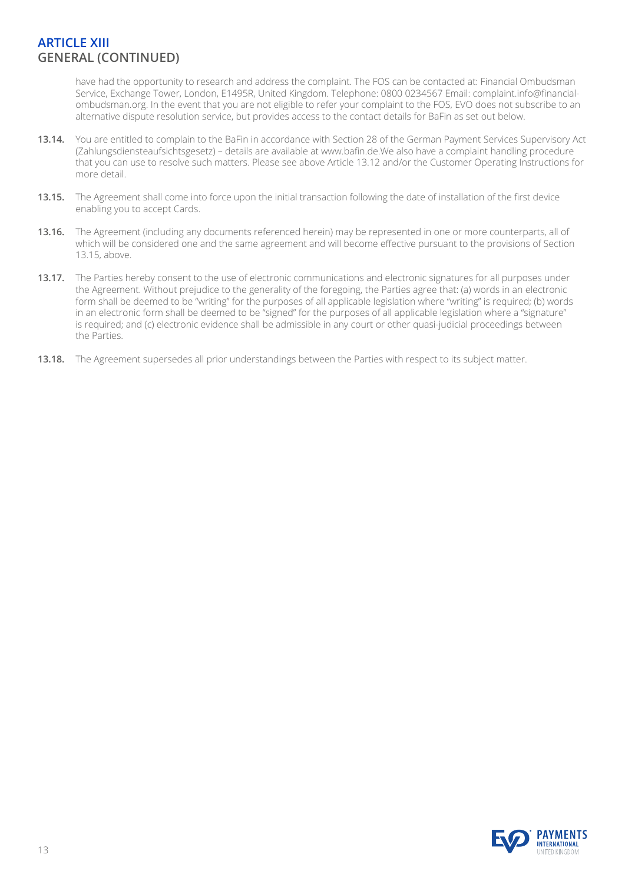## ARTICLE XIII
## GENERAL (CONTINUED)

have had the opportunity to research and address the complaint. The FOS can be contacted at: Financial Ombudsman Service, Exchange Tower, London, E1495R, United Kingdom. Telephone: 0800 0234567 Email: complaint.info@financial-ombudsman.org. In the event that you are not eligible to refer your complaint to the FOS, EVO does not subscribe to an alternative dispute resolution service, but provides access to the contact details for BaFin as set out below.

**13.14.** You are entitled to complain to the BaFin in accordance with Section 28 of the German Payment Services Supervisory Act (Zahlungsdiensteaufsichtsgesetz) – details are available at www.bafin.de.We also have a complaint handling procedure that you can use to resolve such matters. Please see above Article 13.12 and/or the Customer Operating Instructions for more detail.

**13.15.** The Agreement shall come into force upon the initial transaction following the date of installation of the first device enabling you to accept Cards.

**13.16.** The Agreement (including any documents referenced herein) may be represented in one or more counterparts, all of which will be considered one and the same agreement and will become effective pursuant to the provisions of Section 13.15, above.

**13.17.** The Parties hereby consent to the use of electronic communications and electronic signatures for all purposes under the Agreement. Without prejudice to the generality of the foregoing, the Parties agree that: (a) words in an electronic form shall be deemed to be "writing" for the purposes of all applicable legislation where "writing" is required; (b) words in an electronic form shall be deemed to be "signed" for the purposes of all applicable legislation where a "signature" is required; and (c) electronic evidence shall be admissible in any court or other quasi-judicial proceedings between the Parties.

**13.18.** The Agreement supersedes all prior understandings between the Parties with respect to its subject matter.